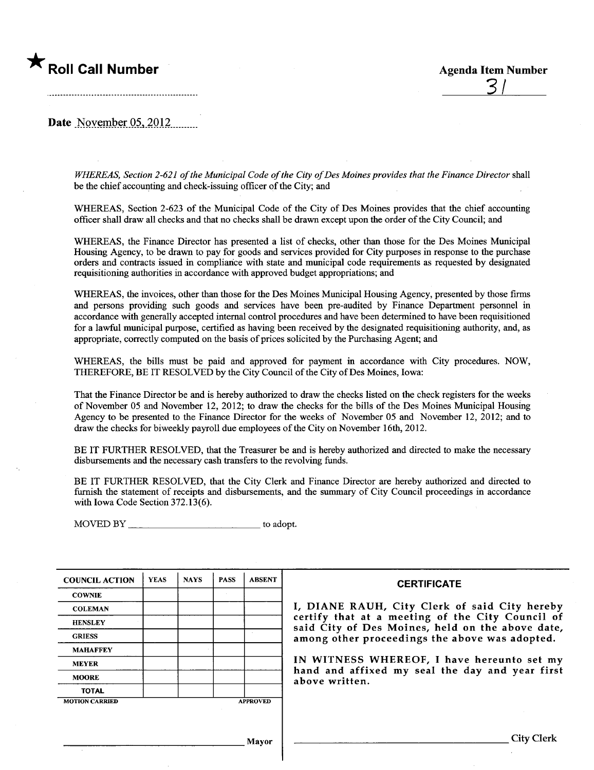★ **Roll Call Number**

**Agenda Item Number**

31

**Date** November 05, 2012

*WHEREAS, Section 2-621 of the Municipal Code of the City of Des Moines provides that the Finance Director* shall be the chief accounting and check-issuing officer of the City; and

WHEREAS, Section 2-623 of the Municipal Code of the City of Des Moines provides that the chief accounting officer shall draw all checks and that no checks shall be drawn except upon the order of the City Council; and

WHEREAS, the Finance Director has presented a list of checks, other than those for the Des Moines Municipal Housing Agency, to be drawn to pay for goods and services provided for City purposes in response to the purchase orders and contracts issued in compliance with state and municipal code requirements as requested by designated requisitioning authorities in accordance with approved budget appropriations; and

WHEREAS, the invoices, other than those for the Des Moines Municipal Housing Agency, presented by those firms and persons providing such goods and services have been pre-audited by Finance Department personnel in accordance with generally accepted internal control procedures and have been determined to have been requisitioned for a lawful municipal purpose, certified as having been received by the designated requisitioning authority, and, as appropriate, correctly computed on the basis of prices solicited by the Purchasing Agent; and

WHEREAS, the bills must be paid and approved for payment in accordance with City procedures. NOW, THEREFORE, BE IT RESOLVED by the City Council of the City of Des Moines, Iowa:

That the Finance Director be and is hereby authorized to draw the checks listed on the check registers for the weeks of November 05 and November 12, 2012; to draw the checks for the bills of the Des Moines Municipal Housing Agency to be presented to the Finance Director for the weeks of November 05 and November 12, 2012; and to draw the checks for biweekly payroll due employees of the City on November 16th, 2012.

BE IT FURTHER RESOLVED, that the Treasurer be and is hereby authorized and directed to make the necessary disbursements and the necessary cash transfers to the revolving funds.

BE IT FURTHER RESOLVED, that the City Clerk and Finance Director are hereby authorized and directed to furnish the statement of receipts and disbursements, and the summary of City Council proceedings in accordance with Iowa Code Section 372.13(6).

MOVED BY ______________________ to adopt.

| COUNCIL ACTION | YEAS | NAYS | PASS | ABSENT |
|---|---|---|---|---|
| COWNIE | | | | |
| COLEMAN | | | | |
| HENSLEY | | | | |
| GRIESS | | | | |
| MAHAFFEY | | | | |
| MEYER | | | | |
| MOORE | | | | |
| TOTAL | | | | |
| MOTION CARRIED | | | | APPROVED |

______________________ Mayor

**CERTIFICATE**

I, DIANE RAUH, City Clerk of said City hereby certify that at a meeting of the City Council of said City of Des Moines, held on the above date, among other proceedings the above was adopted.

IN WITNESS WHEREOF, I have hereunto set my hand and affixed my seal the day and year first above written.

______________________ City Clerk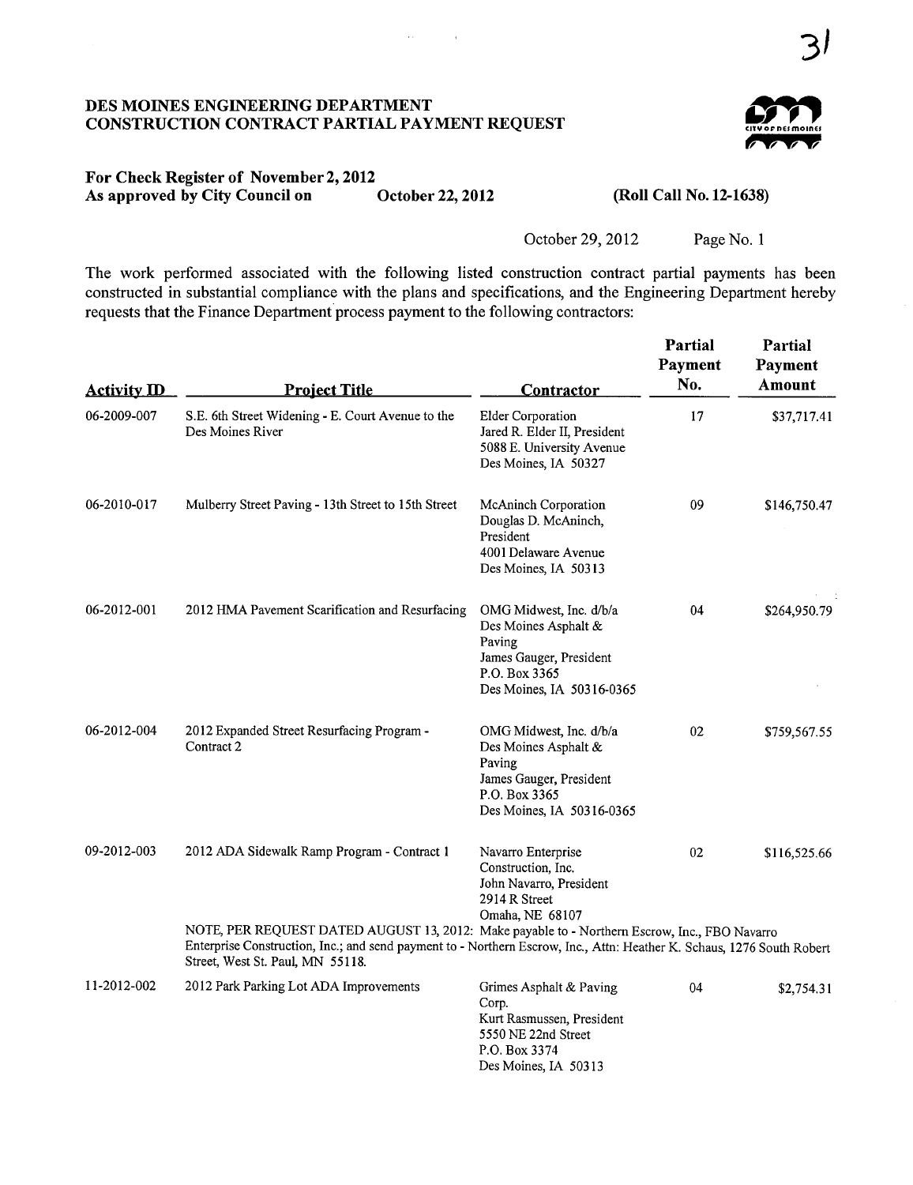# DES MOINES ENGINEERING DEPARTMENT
# CONSTRUCTION CONTRACT PARTIAL PAYMENT REQUEST

**For Check Register of November 2, 2012**
**As approved by City Council on October 22, 2012 (Roll Call No. 12-1638)**

October 29, 2012 Page No. 1

The work performed associated with the following listed construction contract partial payments has been constructed in substantial compliance with the plans and specifications, and the Engineering Department hereby requests that the Finance Department process payment to the following contractors:

| Activity ID | Project Title | Contractor | Partial Payment No. | Partial Payment Amount |
|---|---|---|---|---|
| 06-2009-007 | S.E. 6th Street Widening - E. Court Avenue to the Des Moines River | Elder Corporation<br>Jared R. Elder II, President<br>5088 E. University Avenue<br>Des Moines, IA 50327 | 17 | $37,717.41 |
| 06-2010-017 | Mulberry Street Paving - 13th Street to 15th Street | McAninch Corporation<br>Douglas D. McAninch, President<br>4001 Delaware Avenue<br>Des Moines, IA 50313 | 09 | $146,750.47 |
| 06-2012-001 | 2012 HMA Pavement Scarification and Resurfacing | OMG Midwest, Inc. d/b/a Des Moines Asphalt & Paving<br>James Gauger, President<br>P.O. Box 3365<br>Des Moines, IA 50316-0365 | 04 | $264,950.79 |
| 06-2012-004 | 2012 Expanded Street Resurfacing Program - Contract 2 | OMG Midwest, Inc. d/b/a Des Moines Asphalt & Paving<br>James Gauger, President<br>P.O. Box 3365<br>Des Moines, IA 50316-0365 | 02 | $759,567.55 |
| 09-2012-003 | 2012 ADA Sidewalk Ramp Program - Contract 1 | Navarro Enterprise Construction, Inc.<br>John Navarro, President<br>2914 R Street<br>Omaha, NE 68107 | 02 | $116,525.66 |
| | NOTE, PER REQUEST DATED AUGUST 13, 2012: Make payable to - Northern Escrow, Inc., FBO Navarro Enterprise Construction, Inc.; and send payment to - Northern Escrow, Inc., Attn: Heather K. Schaus, 1276 South Robert Street, West St. Paul, MN 55118. | | | |
| 11-2012-002 | 2012 Park Parking Lot ADA Improvements | Grimes Asphalt & Paving Corp.<br>Kurt Rasmussen, President<br>5550 NE 22nd Street<br>P.O. Box 3374<br>Des Moines, IA 50313 | 04 | $2,754.31 |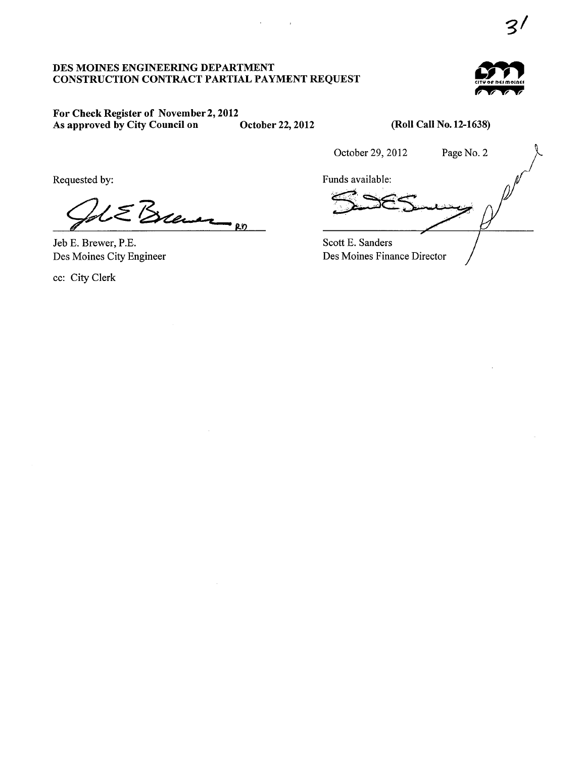31

**DES MOINES ENGINEERING DEPARTMENT**
**CONSTRUCTION CONTRACT PARTIAL PAYMENT REQUEST**

**For Check Register of November 2, 2012**
**As approved by City Council on October 22, 2012** **(Roll Call No. 12-1638)**

October 29, 2012 Page No. 2

Requested by:

Jeb E. Brewer, P.E.
Des Moines City Engineer

cc: City Clerk

Funds available:

Scott E. Sanders
Des Moines Finance Director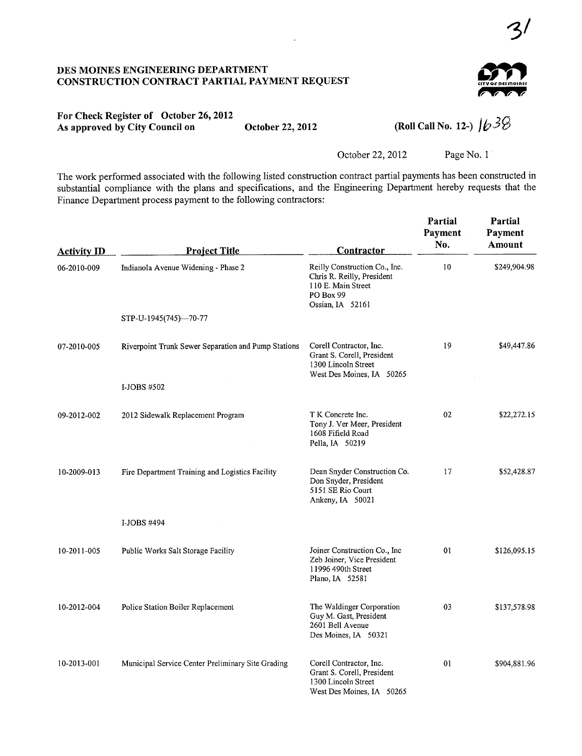31

# DES MOINES ENGINEERING DEPARTMENT
# CONSTRUCTION CONTRACT PARTIAL PAYMENT REQUEST

**For Check Register of October 26, 2012**
**As approved by City Council on October 22, 2012** **(Roll Call No. 12-) 1638**

October 22, 2012 Page No. 1

The work performed associated with the following listed construction contract partial payments has been constructed in substantial compliance with the plans and specifications, and the Engineering Department hereby requests that the Finance Department process payment to the following contractors:

| Activity ID | Project Title | Contractor | Partial Payment No. | Partial Payment Amount |
|---|---|---|---|---|
| 06-2010-009 | Indianola Avenue Widening - Phase 2<br>STP-U-1945(745)—70-77 | Reilly Construction Co., Inc.<br>Chris R. Reilly, President<br>110 E. Main Street<br>PO Box 99<br>Ossian, IA 52161 | 10 | $249,904.98 |
| 07-2010-005 | Riverpoint Trunk Sewer Separation and Pump Stations<br>I-JOBS #502 | Corell Contractor, Inc.<br>Grant S. Corell, President<br>1300 Lincoln Street<br>West Des Moines, IA 50265 | 19 | $49,447.86 |
| 09-2012-002 | 2012 Sidewalk Replacement Program | T K Concrete Inc.<br>Tony J. Ver Meer, President<br>1608 Fifield Road<br>Pella, IA 50219 | 02 | $22,272.15 |
| 10-2009-013 | Fire Department Training and Logistics Facility<br>I-JOBS #494 | Dean Snyder Construction Co.<br>Don Snyder, President<br>5151 SE Rio Court<br>Ankeny, IA 50021 | 17 | $52,428.87 |
| 10-2011-005 | Public Works Salt Storage Facility | Joiner Construction Co., Inc<br>Zeb Joiner, Vice President<br>11996 490th Street<br>Plano, IA 52581 | 01 | $126,095.15 |
| 10-2012-004 | Police Station Boiler Replacement | The Waldinger Corporation<br>Guy M. Gast, President<br>2601 Bell Avenue<br>Des Moines, IA 50321 | 03 | $137,578.98 |
| 10-2013-001 | Municipal Service Center Preliminary Site Grading | Corell Contractor, Inc.<br>Grant S. Corell, President<br>1300 Lincoln Street<br>West Des Moines, IA 50265 | 01 | $904,881.96 |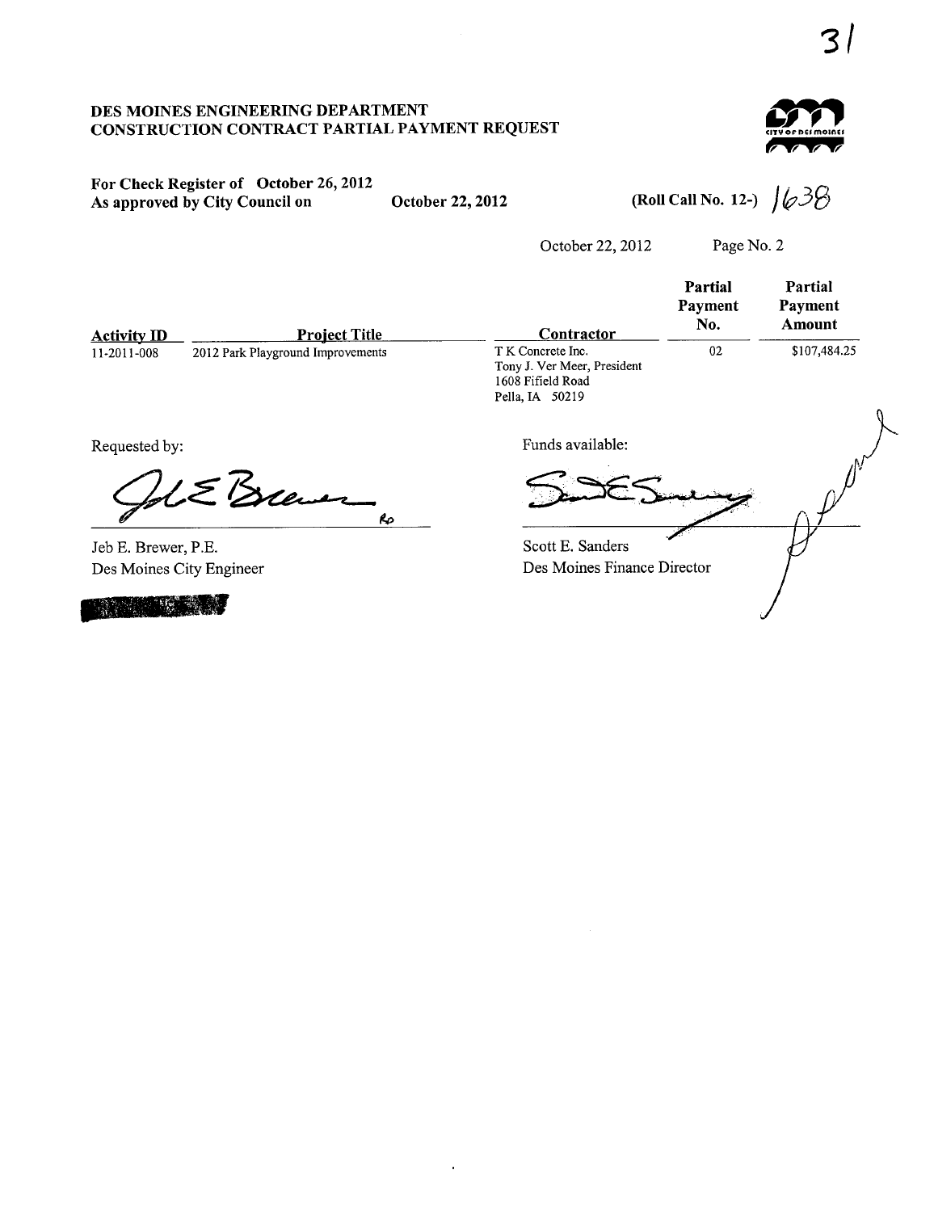31

# DES MOINES ENGINEERING DEPARTMENT
## CONSTRUCTION CONTRACT PARTIAL PAYMENT REQUEST

**For Check Register of October 26, 2012**
**As approved by City Council on October 22, 2012** **(Roll Call No. 12-)** 1638

October 22, 2012 Page No. 2

| Activity ID | Project Title | Contractor | Partial Payment No. | Partial Payment Amount |
|---|---|---|---|---|
| 11-2011-008 | 2012 Park Playground Improvements | T K Concrete Inc.<br>Tony J. Ver Meer, President<br>1608 Fifield Road<br>Pella, IA 50219 | 02 | $107,484.25 |

Requested by:

Jeb E. Brewer, P.E.
Des Moines City Engineer

Funds available:

Scott E. Sanders
Des Moines Finance Director